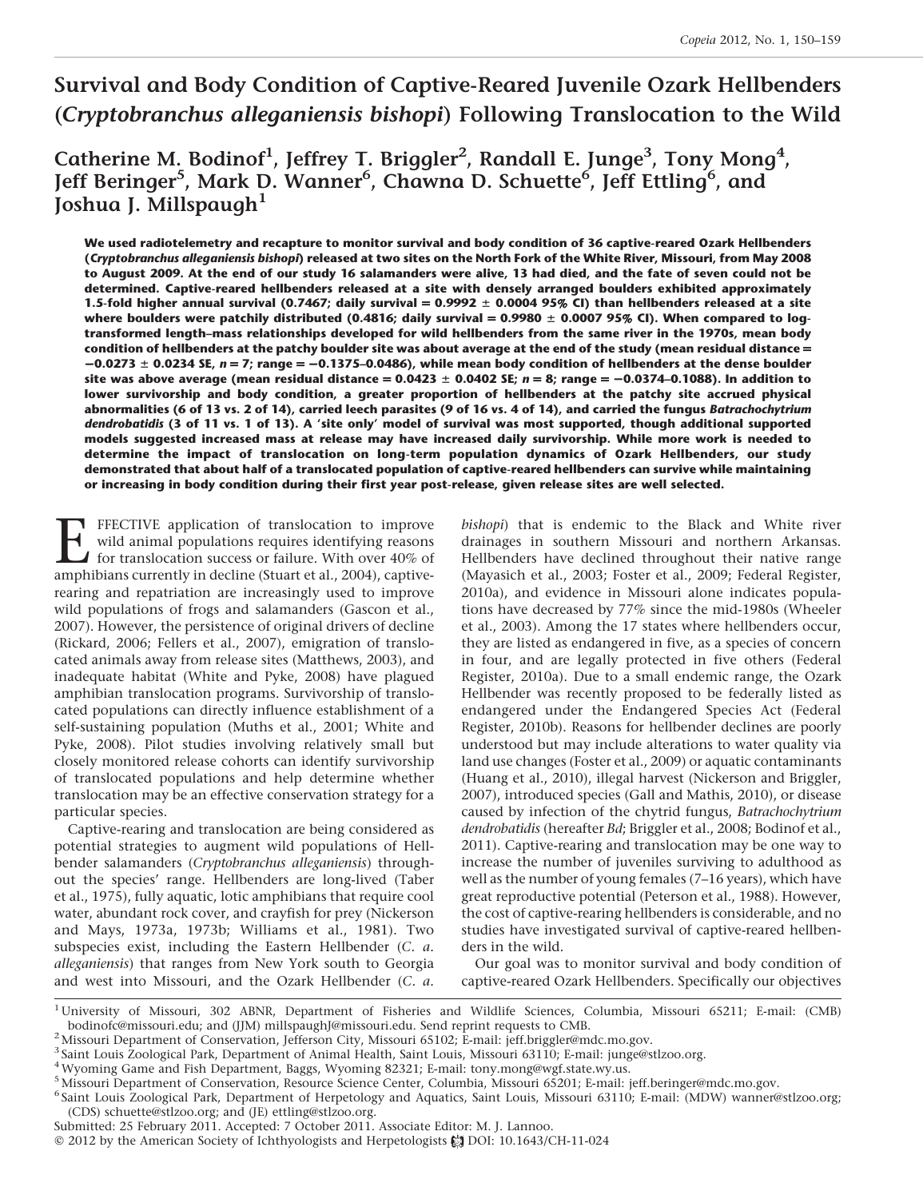# Survival and Body Condition of Captive-Reared Juvenile Ozark Hellbenders (*Cryptobranchus alleganiensis bishopi*) Following Translocation to the Wild

**Catherine M. Bodinof[1], Jeffrey T. Briggler[2], Randall E. Junge[3], Tony Mong[4], Jeff Beringer[5], Mark D. Wanner[6], Chawna D. Schuette[6], Jeff Ettling[6], and Joshua J. Millspaugh[1]**

**We used radiotelemetry and recapture to monitor survival and body condition of 36 captive-reared Ozark Hellbenders (*Cryptobranchus alleganiensis bishopi*) released at two sites on the North Fork of the White River, Missouri, from May 2008 to August 2009. At the end of our study 16 salamanders were alive, 13 had died, and the fate of seven could not be determined. Captive-reared hellbenders released at a site with densely arranged boulders exhibited approximately 1.5-fold higher annual survival (0.7467; daily survival = 0.9992 ± 0.0004 95% CI) than hellbenders released at a site where boulders were patchily distributed (0.4816; daily survival = 0.9980 ± 0.0007 95% CI). When compared to log-transformed length–mass relationships developed for wild hellbenders from the same river in the 1970s, mean body condition of hellbenders at the patchy boulder site was about average at the end of the study (mean residual distance = −0.0273 ± 0.0234 SE, *n* = 7; range = −0.1375–0.0486), while mean body condition of hellbenders at the dense boulder site was above average (mean residual distance = 0.0423 ± 0.0402 SE; *n* = 8; range = −0.0374–0.1088). In addition to lower survivorship and body condition, a greater proportion of hellbenders at the patchy site accrued physical abnormalities (6 of 13 vs. 2 of 14), carried leech parasites (9 of 16 vs. 4 of 14), and carried the fungus *Batrachochytrium dendrobatidis* (3 of 11 vs. 1 of 13). A 'site only' model of survival was most supported, though additional supported models suggested increased mass at release may have increased daily survivorship. While more work is needed to determine the impact of translocation on long-term population dynamics of Ozark Hellbenders, our study demonstrated that about half of a translocated population of captive-reared hellbenders can survive while maintaining or increasing in body condition during their first year post-release, given release sites are well selected.**

EFFECTIVE application of translocation to improve wild animal populations requires identifying reasons for translocation success or failure. With over 40% of amphibians currently in decline (Stuart et al., 2004), captive-rearing and repatriation are increasingly used to improve wild populations of frogs and salamanders (Gascon et al., 2007). However, the persistence of original drivers of decline (Rickard, 2006; Fellers et al., 2007), emigration of translocated animals away from release sites (Matthews, 2003), and inadequate habitat (White and Pyke, 2008) have plagued amphibian translocation programs. Survivorship of translocated populations can directly influence establishment of a self-sustaining population (Muths et al., 2001; White and Pyke, 2008). Pilot studies involving relatively small but closely monitored release cohorts can identify survivorship of translocated populations and help determine whether translocation may be an effective conservation strategy for a particular species.

Captive-rearing and translocation are being considered as potential strategies to augment wild populations of Hellbender salamanders (*Cryptobranchus alleganiensis*) throughout the species' range. Hellbenders are long-lived (Taber et al., 1975), fully aquatic, lotic amphibians that require cool water, abundant rock cover, and crayfish for prey (Nickerson and Mays, 1973a, 1973b; Williams et al., 1981). Two subspecies exist, including the Eastern Hellbender (*C. a. alleganiensis*) that ranges from New York south to Georgia and west into Missouri, and the Ozark Hellbender (*C. a. bishopi*) that is endemic to the Black and White river drainages in southern Missouri and northern Arkansas. Hellbenders have declined throughout their native range (Mayasich et al., 2003; Foster et al., 2009; Federal Register, 2010a), and evidence in Missouri alone indicates populations have decreased by 77% since the mid-1980s (Wheeler et al., 2003). Among the 17 states where hellbenders occur, they are listed as endangered in five, as a species of concern in four, and are legally protected in five others (Federal Register, 2010a). Due to a small endemic range, the Ozark Hellbender was recently proposed to be federally listed as endangered under the Endangered Species Act (Federal Register, 2010b). Reasons for hellbender declines are poorly understood but may include alterations to water quality via land use changes (Foster et al., 2009) or aquatic contaminants (Huang et al., 2010), illegal harvest (Nickerson and Briggler, 2007), introduced species (Gall and Mathis, 2010), or disease caused by infection of the chytrid fungus, *Batrachochytrium dendrobatidis* (hereafter *Bd*; Briggler et al., 2008; Bodinof et al., 2011). Captive-rearing and translocation may be one way to increase the number of juveniles surviving to adulthood as well as the number of young females (7–16 years), which have great reproductive potential (Peterson et al., 1988). However, the cost of captive-rearing hellbenders is considerable, and no studies have investigated survival of captive-reared hellbenders in the wild.

Our goal was to monitor survival and body condition of captive-reared Ozark Hellbenders. Specifically our objectives

[1] University of Missouri, 302 ABNR, Department of Fisheries and Wildlife Sciences, Columbia, Missouri 65211; E-mail: (CMB) bodinofc@missouri.edu; and (JJM) millspaughJ@missouri.edu. Send reprint requests to CMB.
[2] Missouri Department of Conservation, Jefferson City, Missouri 65102; E-mail: jeff.briggler@mdc.mo.gov.
[3] Saint Louis Zoological Park, Department of Animal Health, Saint Louis, Missouri 63110; E-mail: junge@stlzoo.org.
[4] Wyoming Game and Fish Department, Baggs, Wyoming 82321; E-mail: tony.mong@wgf.state.wy.us.
[5] Missouri Department of Conservation, Resource Science Center, Columbia, Missouri 65201; E-mail: jeff.beringer@mdc.mo.gov.
[6] Saint Louis Zoological Park, Department of Herpetology and Aquatics, Saint Louis, Missouri 63110; E-mail: (MDW) wanner@stlzoo.org; (CDS) schuette@stlzoo.org; and (JE) ettling@stlzoo.org.

Submitted: 25 February 2011. Accepted: 7 October 2011. Associate Editor: M. J. Lannoo.

© 2012 by the American Society of Ichthyologists and Herpetologists DOI: 10.1643/CH-11-024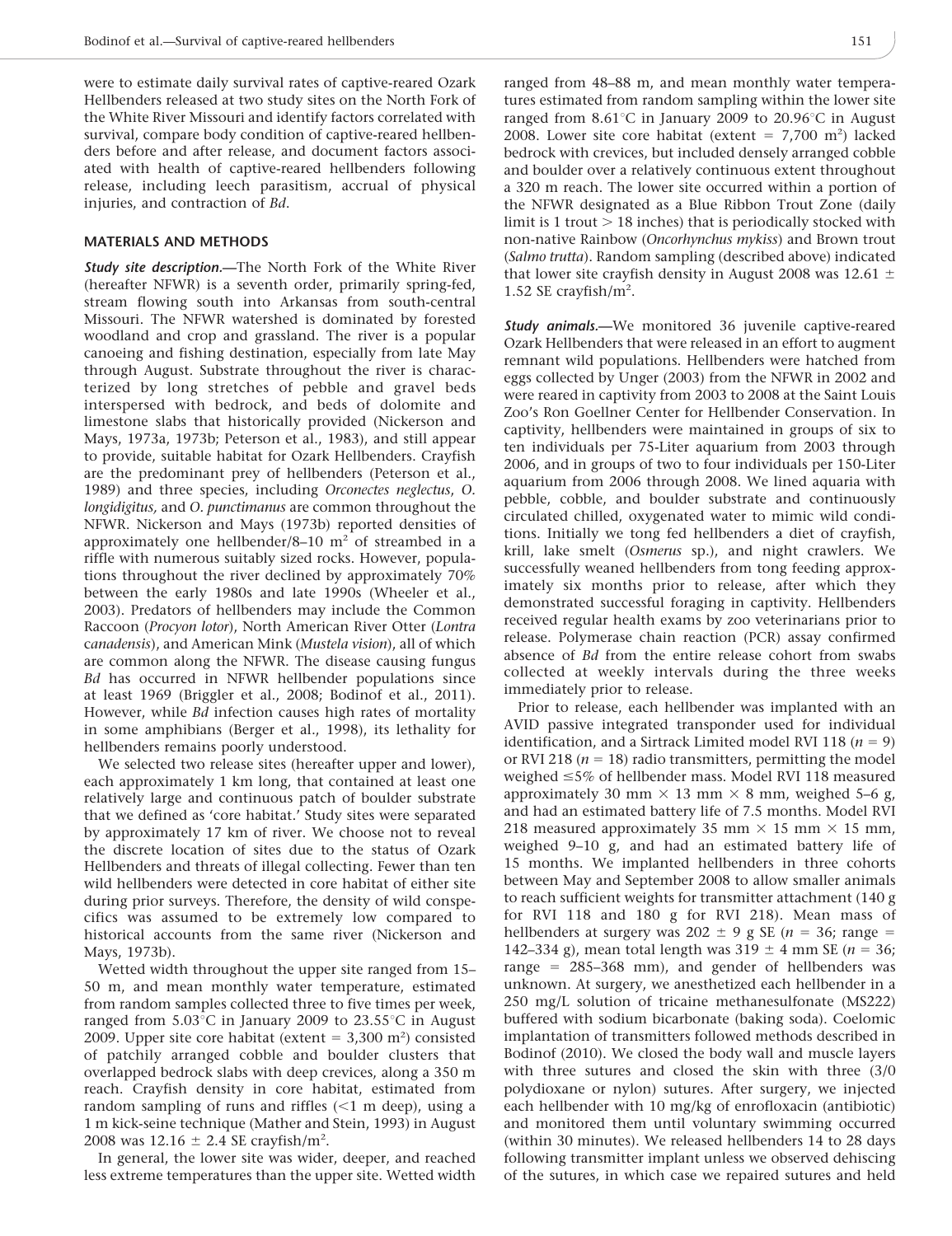were to estimate daily survival rates of captive-reared Ozark Hellbenders released at two study sites on the North Fork of the White River Missouri and identify factors correlated with survival, compare body condition of captive-reared hellbenders before and after release, and document factors associated with health of captive-reared hellbenders following release, including leech parasitism, accrual of physical injuries, and contraction of *Bd*.

## MATERIALS AND METHODS

***Study site description.***—The North Fork of the White River (hereafter NFWR) is a seventh order, primarily spring-fed, stream flowing south into Arkansas from south-central Missouri. The NFWR watershed is dominated by forested woodland and crop and grassland. The river is a popular canoeing and fishing destination, especially from late May through August. Substrate throughout the river is characterized by long stretches of pebble and gravel beds interspersed with bedrock, and beds of dolomite and limestone slabs that historically provided (Nickerson and Mays, 1973a, 1973b; Peterson et al., 1983), and still appear to provide, suitable habitat for Ozark Hellbenders. Crayfish are the predominant prey of hellbenders (Peterson et al., 1989) and three species, including *Orconectes neglectus*, *O. longidigitus,* and *O. punctimanus* are common throughout the NFWR. Nickerson and Mays (1973b) reported densities of approximately one hellbender/8–10 $m^2$ of streambed in a riffle with numerous suitably sized rocks. However, populations throughout the river declined by approximately 70% between the early 1980s and late 1990s (Wheeler et al., 2003). Predators of hellbenders may include the Common Raccoon (*Procyon lotor*), North American River Otter (*Lontra canadensis*), and American Mink (*Mustela vision*), all of which are common along the NFWR. The disease causing fungus *Bd* has occurred in NFWR hellbender populations since at least 1969 (Briggler et al., 2008; Bodinof et al., 2011). However, while *Bd* infection causes high rates of mortality in some amphibians (Berger et al., 1998), its lethality for hellbenders remains poorly understood.

We selected two release sites (hereafter upper and lower), each approximately 1 km long, that contained at least one relatively large and continuous patch of boulder substrate that we defined as 'core habitat.' Study sites were separated by approximately 17 km of river. We choose not to reveal the discrete location of sites due to the status of Ozark Hellbenders and threats of illegal collecting. Fewer than ten wild hellbenders were detected in core habitat of either site during prior surveys. Therefore, the density of wild conspecifics was assumed to be extremely low compared to historical accounts from the same river (Nickerson and Mays, 1973b).

Wetted width throughout the upper site ranged from 15–50 m, and mean monthly water temperature, estimated from random samples collected three to five times per week, ranged from 5.03°C in January 2009 to 23.55°C in August 2009. Upper site core habitat (extent = 3,300 $m^2$) consisted of patchily arranged cobble and boulder clusters that overlapped bedrock slabs with deep crevices, along a 350 m reach. Crayfish density in core habitat, estimated from random sampling of runs and riffles (<1 m deep), using a 1 m kick-seine technique (Mather and Stein, 1993) in August 2008 was 12.16 ± 2.4 SE crayfish/$m^2$.

In general, the lower site was wider, deeper, and reached less extreme temperatures than the upper site. Wetted width ranged from 48–88 m, and mean monthly water temperatures estimated from random sampling within the lower site ranged from 8.61°C in January 2009 to 20.96°C in August 2008. Lower site core habitat (extent = 7,700 $m^2$) lacked bedrock with crevices, but included densely arranged cobble and boulder over a relatively continuous extent throughout a 320 m reach. The lower site occurred within a portion of the NFWR designated as a Blue Ribbon Trout Zone (daily limit is 1 trout > 18 inches) that is periodically stocked with non-native Rainbow (*Oncorhynchus mykiss*) and Brown trout (*Salmo trutta*). Random sampling (described above) indicated that lower site crayfish density in August 2008 was 12.61 ± 1.52 SE crayfish/$m^2$.

***Study animals.***—We monitored 36 juvenile captive-reared Ozark Hellbenders that were released in an effort to augment remnant wild populations. Hellbenders were hatched from eggs collected by Unger (2003) from the NFWR in 2002 and were reared in captivity from 2003 to 2008 at the Saint Louis Zoo's Ron Goellner Center for Hellbender Conservation. In captivity, hellbenders were maintained in groups of six to ten individuals per 75-Liter aquarium from 2003 through 2006, and in groups of two to four individuals per 150-Liter aquarium from 2006 through 2008. We lined aquaria with pebble, cobble, and boulder substrate and continuously circulated chilled, oxygenated water to mimic wild conditions. Initially we tong fed hellbenders a diet of crayfish, krill, lake smelt (*Osmerus* sp.), and night crawlers. We successfully weaned hellbenders from tong feeding approximately six months prior to release, after which they demonstrated successful foraging in captivity. Hellbenders received regular health exams by zoo veterinarians prior to release. Polymerase chain reaction (PCR) assay confirmed absence of *Bd* from the entire release cohort from swabs collected at weekly intervals during the three weeks immediately prior to release.

Prior to release, each hellbender was implanted with an AVID passive integrated transponder used for individual identification, and a Sirtrack Limited model RVI 118 ($n$ = 9) or RVI 218 ($n$ = 18) radio transmitters, permitting the model weighed ≤5% of hellbender mass. Model RVI 118 measured approximately 30 mm × 13 mm × 8 mm, weighed 5–6 g, and had an estimated battery life of 7.5 months. Model RVI 218 measured approximately 35 mm × 15 mm × 15 mm, weighed 9–10 g, and had an estimated battery life of 15 months. We implanted hellbenders in three cohorts between May and September 2008 to allow smaller animals to reach sufficient weights for transmitter attachment (140 g for RVI 118 and 180 g for RVI 218). Mean mass of hellbenders at surgery was 202 ± 9 g SE ($n$ = 36; range = 142–334 g), mean total length was 319 ± 4 mm SE ($n$ = 36; range = 285–368 mm), and gender of hellbenders was unknown. At surgery, we anesthetized each hellbender in a 250 mg/L solution of tricaine methanesulfonate (MS222) buffered with sodium bicarbonate (baking soda). Coelomic implantation of transmitters followed methods described in Bodinof (2010). We closed the body wall and muscle layers with three sutures and closed the skin with three (3/0 polydioxane or nylon) sutures. After surgery, we injected each hellbender with 10 mg/kg of enrofloxacin (antibiotic) and monitored them until voluntary swimming occurred (within 30 minutes). We released hellbenders 14 to 28 days following transmitter implant unless we observed dehiscing of the sutures, in which case we repaired sutures and held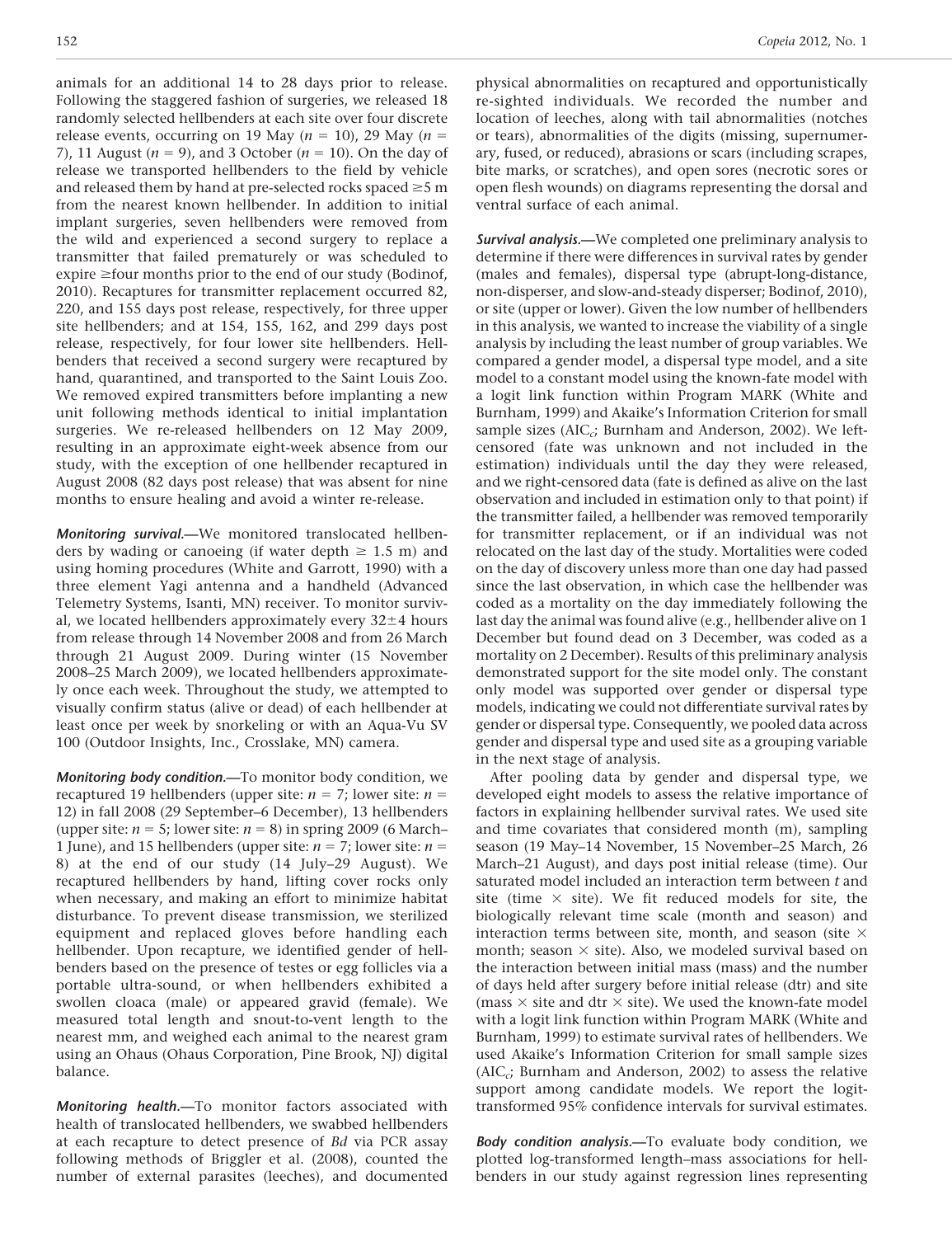animals for an additional 14 to 28 days prior to release. Following the staggered fashion of surgeries, we released 18 randomly selected hellbenders at each site over four discrete release events, occurring on 19 May ($n = 10$), 29 May ($n = 7$), 11 August ($n = 9$), and 3 October ($n = 10$). On the day of release we transported hellbenders to the field by vehicle and released them by hand at pre-selected rocks spaced $\geq$5 m from the nearest known hellbender. In addition to initial implant surgeries, seven hellbenders were removed from the wild and experienced a second surgery to replace a transmitter that failed prematurely or was scheduled to expire $\geq$four months prior to the end of our study (Bodinof, 2010). Recaptures for transmitter replacement occurred 82, 220, and 155 days post release, respectively, for three upper site hellbenders; and at 154, 155, 162, and 299 days post release, respectively, for four lower site hellbenders. Hellbenders that received a second surgery were recaptured by hand, quarantined, and transported to the Saint Louis Zoo. We removed expired transmitters before implanting a new unit following methods identical to initial implantation surgeries. We re-released hellbenders on 12 May 2009, resulting in an approximate eight-week absence from our study, with the exception of one hellbender recaptured in August 2008 (82 days post release) that was absent for nine months to ensure healing and avoid a winter re-release.

***Monitoring survival.***—We monitored translocated hellbenders by wading or canoeing (if water depth $\geq$ 1.5 m) and using homing procedures (White and Garrott, 1990) with a three element Yagi antenna and a handheld (Advanced Telemetry Systems, Isanti, MN) receiver. To monitor survival, we located hellbenders approximately every 32$\pm$4 hours from release through 14 November 2008 and from 26 March through 21 August 2009. During winter (15 November 2008–25 March 2009), we located hellbenders approximately once each week. Throughout the study, we attempted to visually confirm status (alive or dead) of each hellbender at least once per week by snorkeling or with an Aqua-Vu SV 100 (Outdoor Insights, Inc., Crosslake, MN) camera.

***Monitoring body condition.***—To monitor body condition, we recaptured 19 hellbenders (upper site: $n = 7$; lower site: $n = 12$) in fall 2008 (29 September–6 December), 13 hellbenders (upper site: $n = 5$; lower site: $n = 8$) in spring 2009 (6 March–1 June), and 15 hellbenders (upper site: $n = 7$; lower site: $n = 8$) at the end of our study (14 July–29 August). We recaptured hellbenders by hand, lifting cover rocks only when necessary, and making an effort to minimize habitat disturbance. To prevent disease transmission, we sterilized equipment and replaced gloves before handling each hellbender. Upon recapture, we identified gender of hellbenders based on the presence of testes or egg follicles via a portable ultra-sound, or when hellbenders exhibited a swollen cloaca (male) or appeared gravid (female). We measured total length and snout-to-vent length to the nearest mm, and weighed each animal to the nearest gram using an Ohaus (Ohaus Corporation, Pine Brook, NJ) digital balance.

***Monitoring health.***—To monitor factors associated with health of translocated hellbenders, we swabbed hellbenders at each recapture to detect presence of *Bd* via PCR assay following methods of Briggler et al. (2008), counted the number of external parasites (leeches), and documented physical abnormalities on recaptured and opportunistically re-sighted individuals. We recorded the number and location of leeches, along with tail abnormalities (notches or tears), abnormalities of the digits (missing, supernumerary, fused, or reduced), abrasions or scars (including scrapes, bite marks, or scratches), and open sores (necrotic sores or open flesh wounds) on diagrams representing the dorsal and ventral surface of each animal.

***Survival analysis.***—We completed one preliminary analysis to determine if there were differences in survival rates by gender (males and females), dispersal type (abrupt-long-distance, non-disperser, and slow-and-steady disperser; Bodinof, 2010), or site (upper or lower). Given the low number of hellbenders in this analysis, we wanted to increase the viability of a single analysis by including the least number of group variables. We compared a gender model, a dispersal type model, and a site model to a constant model using the known-fate model with a logit link function within Program MARK (White and Burnham, 1999) and Akaike's Information Criterion for small sample sizes ($AIC_c$; Burnham and Anderson, 2002). We left-censored (fate was unknown and not included in the estimation) individuals until the day they were released, and we right-censored data (fate is defined as alive on the last observation and included in estimation only to that point) if the transmitter failed, a hellbender was removed temporarily for transmitter replacement, or if an individual was not relocated on the last day of the study. Mortalities were coded on the day of discovery unless more than one day had passed since the last observation, in which case the hellbender was coded as a mortality on the day immediately following the last day the animal was found alive (e.g., hellbender alive on 1 December but found dead on 3 December, was coded as a mortality on 2 December). Results of this preliminary analysis demonstrated support for the site model only. The constant only model was supported over gender or dispersal type models, indicating we could not differentiate survival rates by gender or dispersal type. Consequently, we pooled data across gender and dispersal type and used site as a grouping variable in the next stage of analysis.

After pooling data by gender and dispersal type, we developed eight models to assess the relative importance of factors in explaining hellbender survival rates. We used site and time covariates that considered month (m), sampling season (19 May–14 November, 15 November–25 March, 26 March–21 August), and days post initial release (time). Our saturated model included an interaction term between *t* and site (time $\times$ site). We fit reduced models for site, the biologically relevant time scale (month and season) and interaction terms between site, month, and season (site $\times$ month; season $\times$ site). Also, we modeled survival based on the interaction between initial mass (mass) and the number of days held after surgery before initial release (dtr) and site (mass $\times$ site and dtr $\times$ site). We used the known-fate model with a logit link function within Program MARK (White and Burnham, 1999) to estimate survival rates of hellbenders. We used Akaike's Information Criterion for small sample sizes ($AIC_c$; Burnham and Anderson, 2002) to assess the relative support among candidate models. We report the logit-transformed 95% confidence intervals for survival estimates.

***Body condition analysis.***—To evaluate body condition, we plotted log-transformed length–mass associations for hellbenders in our study against regression lines representing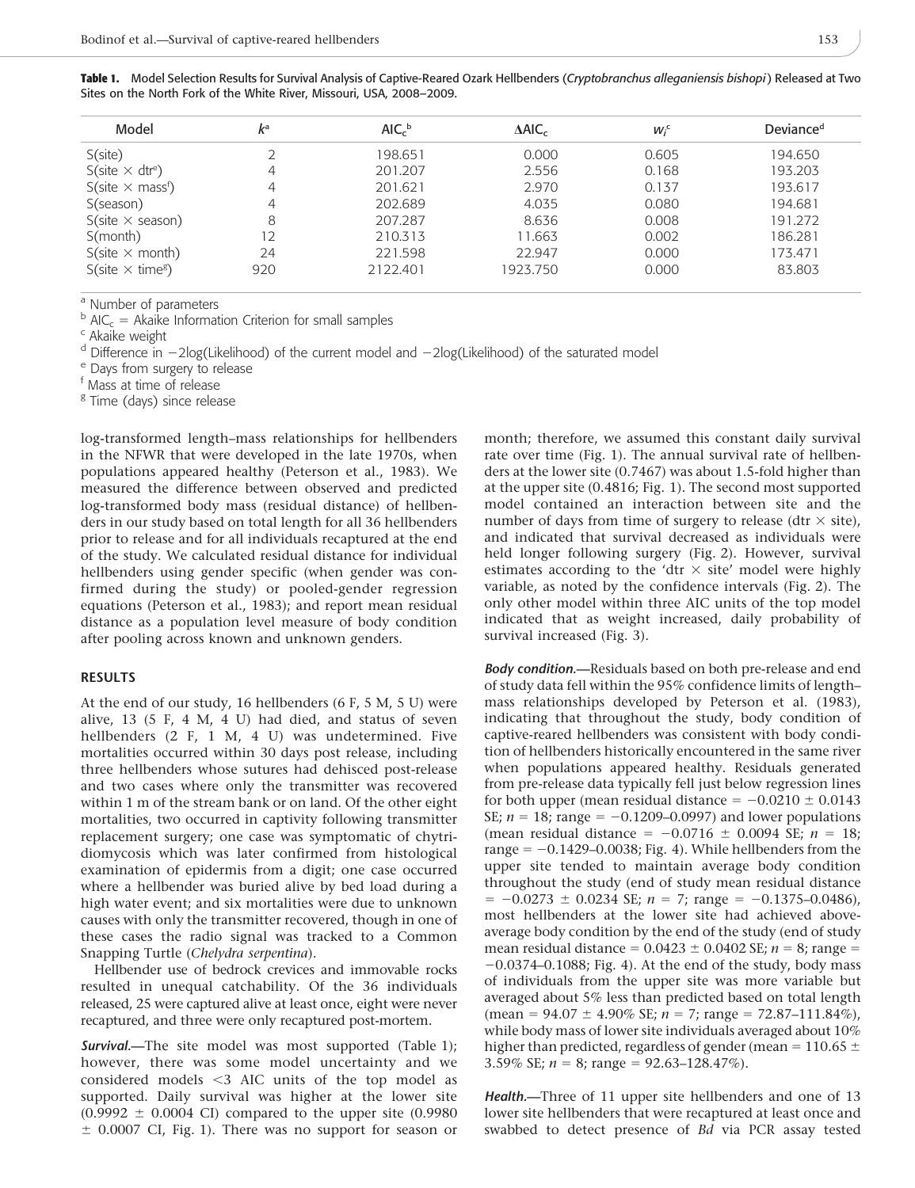**Table 1.** Model Selection Results for Survival Analysis of Captive-Reared Ozark Hellbenders (*Cryptobranchus alleganiensis bishopi*) Released at Two Sites on the North Fork of the White River, Missouri, USA, 2008–2009.

| Model | $k$[a] | $AIC_c$[b] | $\Delta AIC_c$ | $w_i$[c] | Deviance[d] |
|---|---|---|---|---|---|
| S(site) | 2 | 198.651 | 0.000 | 0.605 | 194.650 |
| S(site × dtr[e]) | 4 | 201.207 | 2.556 | 0.168 | 193.203 |
| S(site × mass[f]) | 4 | 201.621 | 2.970 | 0.137 | 193.617 |
| S(season) | 4 | 202.689 | 4.035 | 0.080 | 194.681 |
| S(site × season) | 8 | 207.287 | 8.636 | 0.008 | 191.272 |
| S(month) | 12 | 210.313 | 11.663 | 0.002 | 186.281 |
| S(site × month) | 24 | 221.598 | 22.947 | 0.000 | 173.471 |
| S(site × time[g]) | 920 | 2122.401 | 1923.750 | 0.000 | 83.803 |

[a] Number of parameters
[b] $AIC_c$ = Akaike Information Criterion for small samples
[c] Akaike weight
[d] Difference in −2log(Likelihood) of the current model and −2log(Likelihood) of the saturated model
[e] Days from surgery to release
[f] Mass at time of release
[g] Time (days) since release

log-transformed length–mass relationships for hellbenders in the NFWR that were developed in the late 1970s, when populations appeared healthy (Peterson et al., 1983). We measured the difference between observed and predicted log-transformed body mass (residual distance) of hellbenders in our study based on total length for all 36 hellbenders prior to release and for all individuals recaptured at the end of the study. We calculated residual distance for individual hellbenders using gender specific (when gender was confirmed during the study) or pooled-gender regression equations (Peterson et al., 1983); and report mean residual distance as a population level measure of body condition after pooling across known and unknown genders.

## RESULTS

At the end of our study, 16 hellbenders (6 F, 5 M, 5 U) were alive, 13 (5 F, 4 M, 4 U) had died, and status of seven hellbenders (2 F, 1 M, 4 U) was undetermined. Five mortalities occurred within 30 days post release, including three hellbenders whose sutures had dehisced post-release and two cases where only the transmitter was recovered within 1 m of the stream bank or on land. Of the other eight mortalities, two occurred in captivity following transmitter replacement surgery; one case was symptomatic of chytridiomycosis which was later confirmed from histological examination of epidermis from a digit; one case occurred where a hellbender was buried alive by bed load during a high water event; and six mortalities were due to unknown causes with only the transmitter recovered, though in one of these cases the radio signal was tracked to a Common Snapping Turtle (*Chelydra serpentina*).

Hellbender use of bedrock crevices and immovable rocks resulted in unequal catchability. Of the 36 individuals released, 25 were captured alive at least once, eight were never recaptured, and three were only recaptured post-mortem.

***Survival.***—The site model was most supported (Table 1); however, there was some model uncertainty and we considered models <3 AIC units of the top model as supported. Daily survival was higher at the lower site (0.9992 ± 0.0004 CI) compared to the upper site (0.9980 ± 0.0007 CI, Fig. 1). There was no support for season or month; therefore, we assumed this constant daily survival rate over time (Fig. 1). The annual survival rate of hellbenders at the lower site (0.7467) was about 1.5-fold higher than at the upper site (0.4816; Fig. 1). The second most supported model contained an interaction between site and the number of days from time of surgery to release (dtr × site), and indicated that survival decreased as individuals were held longer following surgery (Fig. 2). However, survival estimates according to the 'dtr × site' model were highly variable, as noted by the confidence intervals (Fig. 2). The only other model within three AIC units of the top model indicated that as weight increased, daily probability of survival increased (Fig. 3).

***Body condition.***—Residuals based on both pre-release and end of study data fell within the 95% confidence limits of length–mass relationships developed by Peterson et al. (1983), indicating that throughout the study, body condition of captive-reared hellbenders was consistent with body condition of hellbenders historically encountered in the same river when populations appeared healthy. Residuals generated from pre-release data typically fell just below regression lines for both upper (mean residual distance = −0.0210 ± 0.0143 SE; $n$ = 18; range = −0.1209–0.0997) and lower populations (mean residual distance = −0.0716 ± 0.0094 SE; $n$ = 18; range = −0.1429–0.0038; Fig. 4). While hellbenders from the upper site tended to maintain average body condition throughout the study (end of study mean residual distance = −0.0273 ± 0.0234 SE; $n$ = 7; range = −0.1375–0.0486), most hellbenders at the lower site had achieved above-average body condition by the end of the study (end of study mean residual distance = 0.0423 ± 0.0402 SE; $n$ = 8; range = −0.0374–0.1088; Fig. 4). At the end of the study, body mass of individuals from the upper site was more variable but averaged about 5% less than predicted based on total length (mean = 94.07 ± 4.90% SE; $n$ = 7; range = 72.87–111.84%), while body mass of lower site individuals averaged about 10% higher than predicted, regardless of gender (mean = 110.65 ± 3.59% SE; $n$ = 8; range = 92.63–128.47%).

***Health.***—Three of 11 upper site hellbenders and one of 13 lower site hellbenders that were recaptured at least once and swabbed to detect presence of *Bd* via PCR assay tested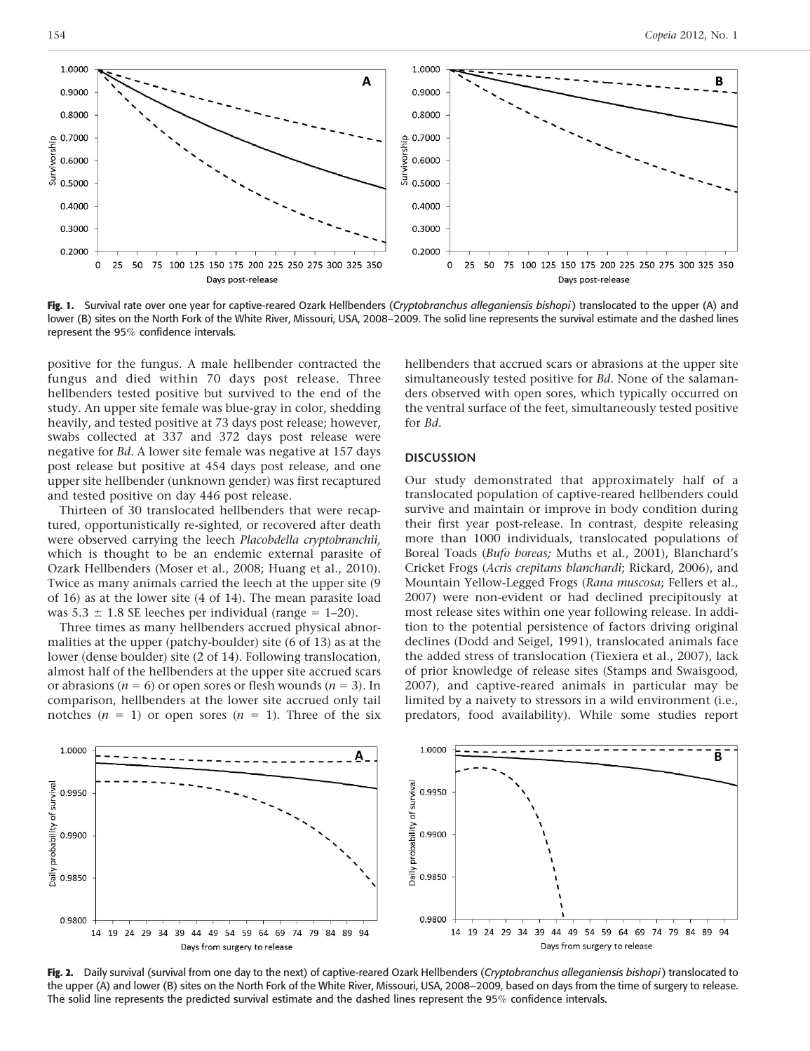Fig. 1. Survival rate over one year for captive-reared Ozark Hellbenders (*Cryptobranchus alleganiensis bishopi*) translocated to the upper (A) and lower (B) sites on the North Fork of the White River, Missouri, USA, 2008–2009. The solid line represents the survival estimate and the dashed lines represent the 95% confidence intervals.

positive for the fungus. A male hellbender contracted the fungus and died within 70 days post release. Three hellbenders tested positive but survived to the end of the study. An upper site female was blue-gray in color, shedding heavily, and tested positive at 73 days post release; however, swabs collected at 337 and 372 days post release were negative for *Bd*. A lower site female was negative at 157 days post release but positive at 454 days post release, and one upper site hellbender (unknown gender) was first recaptured and tested positive on day 446 post release.

Thirteen of 30 translocated hellbenders that were recaptured, opportunistically re-sighted, or recovered after death were observed carrying the leech *Placobdella cryptobranchii*, which is thought to be an endemic external parasite of Ozark Hellbenders (Moser et al., 2008; Huang et al., 2010). Twice as many animals carried the leech at the upper site (9 of 16) as at the lower site (4 of 14). The mean parasite load was 5.3 ± 1.8 SE leeches per individual (range = 1–20).

Three times as many hellbenders accrued physical abnormalities at the upper (patchy-boulder) site (6 of 13) as at the lower (dense boulder) site (2 of 14). Following translocation, almost half of the hellbenders at the upper site accrued scars or abrasions ($n = 6$) or open sores or flesh wounds ($n = 3$). In comparison, hellbenders at the lower site accrued only tail notches ($n = 1$) or open sores ($n = 1$). Three of the six hellbenders that accrued scars or abrasions at the upper site simultaneously tested positive for *Bd*. None of the salamanders observed with open sores, which typically occurred on the ventral surface of the feet, simultaneously tested positive for *Bd*.

## DISCUSSION

Our study demonstrated that approximately half of a translocated population of captive-reared hellbenders could survive and maintain or improve in body condition during their first year post-release. In contrast, despite releasing more than 1000 individuals, translocated populations of Boreal Toads (*Bufo boreas;* Muths et al., 2001), Blanchard's Cricket Frogs (*Acris crepitans blanchardi*; Rickard, 2006), and Mountain Yellow-Legged Frogs (*Rana muscosa*; Fellers et al., 2007) were non-evident or had declined precipitously at most release sites within one year following release. In addition to the potential persistence of factors driving original declines (Dodd and Seigel, 1991), translocated animals face the added stress of translocation (Tiexiera et al., 2007), lack of prior knowledge of release sites (Stamps and Swaisgood, 2007), and captive-reared animals in particular may be limited by a naivety to stressors in a wild environment (i.e., predators, food availability). While some studies report

Fig. 2. Daily survival (survival from one day to the next) of captive-reared Ozark Hellbenders (*Cryptobranchus alleganiensis bishopi*) translocated to the upper (A) and lower (B) sites on the North Fork of the White River, Missouri, USA, 2008–2009, based on days from the time of surgery to release. The solid line represents the predicted survival estimate and the dashed lines represent the 95% confidence intervals.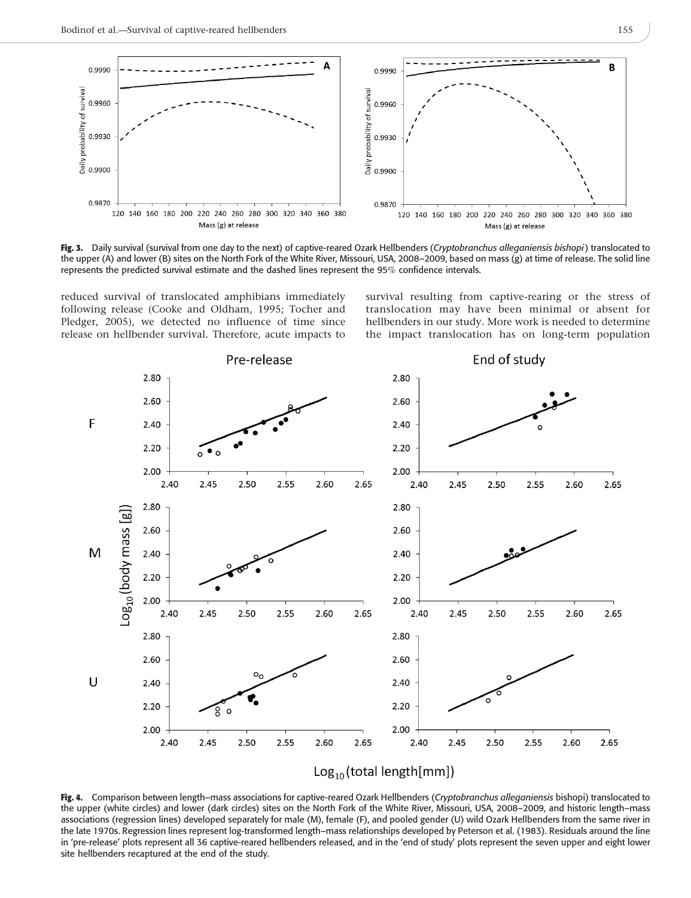**Fig. 3.** Daily survival (survival from one day to the next) of captive-reared Ozark Hellbenders (*Cryptobranchus alleganiensis bishopi*) translocated to the upper (A) and lower (B) sites on the North Fork of the White River, Missouri, USA, 2008–2009, based on mass (g) at time of release. The solid line represents the predicted survival estimate and the dashed lines represent the 95% confidence intervals.

reduced survival of translocated amphibians immediately following release (Cooke and Oldham, 1995; Tocher and Pledger, 2005), we detected no influence of time since release on hellbender survival. Therefore, acute impacts to survival resulting from captive-rearing or the stress of translocation may have been minimal or absent for hellbenders in our study. More work is needed to determine the impact translocation has on long-term population

**Fig. 4.** Comparison between length–mass associations for captive-reared Ozark Hellbenders (*Cryptobranchus alleganiensis* bishopi) translocated to the upper (white circles) and lower (dark circles) sites on the North Fork of the White River, Missouri, USA, 2008–2009, and historic length–mass associations (regression lines) developed separately for male (M), female (F), and pooled gender (U) wild Ozark Hellbenders from the same river in the late 1970s. Regression lines represent log-transformed length–mass relationships developed by Peterson et al. (1983). Residuals around the line in 'pre-release' plots represent all 36 captive-reared hellbenders released, and in the 'end of study' plots represent the seven upper and eight lower site hellbenders recaptured at the end of the study.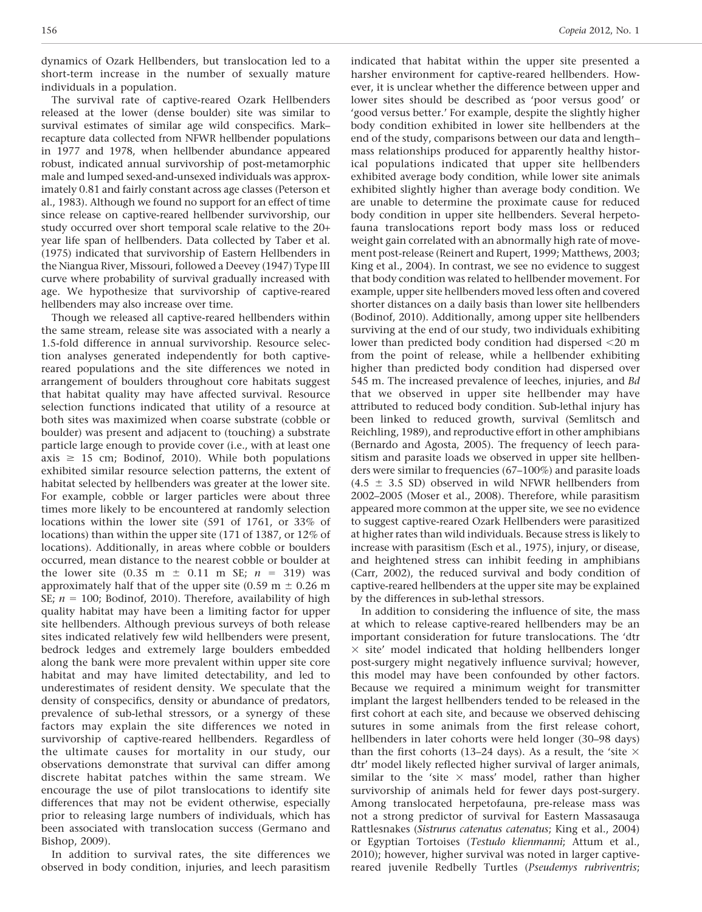dynamics of Ozark Hellbenders, but translocation led to a short-term increase in the number of sexually mature individuals in a population.

The survival rate of captive-reared Ozark Hellbenders released at the lower (dense boulder) site was similar to survival estimates of similar age wild conspecifics. Mark–recapture data collected from NFWR hellbender populations in 1977 and 1978, when hellbender abundance appeared robust, indicated annual survivorship of post-metamorphic male and lumped sexed-and-unsexed individuals was approximately 0.81 and fairly constant across age classes (Peterson et al., 1983). Although we found no support for an effect of time since release on captive-reared hellbender survivorship, our study occurred over short temporal scale relative to the 20+ year life span of hellbenders. Data collected by Taber et al. (1975) indicated that survivorship of Eastern Hellbenders in the Niangua River, Missouri, followed a Deevey (1947) Type III curve where probability of survival gradually increased with age. We hypothesize that survivorship of captive-reared hellbenders may also increase over time.

Though we released all captive-reared hellbenders within the same stream, release site was associated with a nearly a 1.5-fold difference in annual survivorship. Resource selection analyses generated independently for both captive-reared populations and the site differences we noted in arrangement of boulders throughout core habitats suggest that habitat quality may have affected survival. Resource selection functions indicated that utility of a resource at both sites was maximized when coarse substrate (cobble or boulder) was present and adjacent to (touching) a substrate particle large enough to provide cover (i.e., with at least one axis $\geq$ 15 cm; Bodinof, 2010). While both populations exhibited similar resource selection patterns, the extent of habitat selected by hellbenders was greater at the lower site. For example, cobble or larger particles were about three times more likely to be encountered at randomly selection locations within the lower site (591 of 1761, or 33% of locations) than within the upper site (171 of 1387, or 12% of locations). Additionally, in areas where cobble or boulders occurred, mean distance to the nearest cobble or boulder at the lower site (0.35 m $\pm$ 0.11 m SE; $n$ = 319) was approximately half that of the upper site (0.59 m $\pm$ 0.26 m SE; $n$ = 100; Bodinof, 2010). Therefore, availability of high quality habitat may have been a limiting factor for upper site hellbenders. Although previous surveys of both release sites indicated relatively few wild hellbenders were present, bedrock ledges and extremely large boulders embedded along the bank were more prevalent within upper site core habitat and may have limited detectability, and led to underestimates of resident density. We speculate that the density of conspecifics, density or abundance of predators, prevalence of sub-lethal stressors, or a synergy of these factors may explain the site differences we noted in survivorship of captive-reared hellbenders. Regardless of the ultimate causes for mortality in our study, our observations demonstrate that survival can differ among discrete habitat patches within the same stream. We encourage the use of pilot translocations to identify site differences that may not be evident otherwise, especially prior to releasing large numbers of individuals, which has been associated with translocation success (Germano and Bishop, 2009).

In addition to survival rates, the site differences we observed in body condition, injuries, and leech parasitism indicated that habitat within the upper site presented a harsher environment for captive-reared hellbenders. However, it is unclear whether the difference between upper and lower sites should be described as 'poor versus good' or 'good versus better.' For example, despite the slightly higher body condition exhibited in lower site hellbenders at the end of the study, comparisons between our data and length–mass relationships produced for apparently healthy historical populations indicated that upper site hellbenders exhibited average body condition, while lower site animals exhibited slightly higher than average body condition. We are unable to determine the proximate cause for reduced body condition in upper site hellbenders. Several herpetofauna translocations report body mass loss or reduced weight gain correlated with an abnormally high rate of movement post-release (Reinert and Rupert, 1999; Matthews, 2003; King et al., 2004). In contrast, we see no evidence to suggest that body condition was related to hellbender movement. For example, upper site hellbenders moved less often and covered shorter distances on a daily basis than lower site hellbenders (Bodinof, 2010). Additionally, among upper site hellbenders surviving at the end of our study, two individuals exhibiting lower than predicted body condition had dispersed <20 m from the point of release, while a hellbender exhibiting higher than predicted body condition had dispersed over 545 m. The increased prevalence of leeches, injuries, and *Bd* that we observed in upper site hellbender may have attributed to reduced body condition. Sub-lethal injury has been linked to reduced growth, survival (Semlitsch and Reichling, 1989), and reproductive effort in other amphibians (Bernardo and Agosta, 2005). The frequency of leech parasitism and parasite loads we observed in upper site hellbenders were similar to frequencies (67–100%) and parasite loads (4.5 $\pm$ 3.5 SD) observed in wild NFWR hellbenders from 2002–2005 (Moser et al., 2008). Therefore, while parasitism appeared more common at the upper site, we see no evidence to suggest captive-reared Ozark Hellbenders were parasitized at higher rates than wild individuals. Because stress is likely to increase with parasitism (Esch et al., 1975), injury, or disease, and heightened stress can inhibit feeding in amphibians (Carr, 2002), the reduced survival and body condition of captive-reared hellbenders at the upper site may be explained by the differences in sub-lethal stressors.

In addition to considering the influence of site, the mass at which to release captive-reared hellbenders may be an important consideration for future translocations. The 'dtr $\times$ site' model indicated that holding hellbenders longer post-surgery might negatively influence survival; however, this model may have been confounded by other factors. Because we required a minimum weight for transmitter implant the largest hellbenders tended to be released in the first cohort at each site, and because we observed dehiscing sutures in some animals from the first release cohort, hellbenders in later cohorts were held longer (30–98 days) than the first cohorts (13–24 days). As a result, the 'site $\times$ dtr' model likely reflected higher survival of larger animals, similar to the 'site $\times$ mass' model, rather than higher survivorship of animals held for fewer days post-surgery. Among translocated herpetofauna, pre-release mass was not a strong predictor of survival for Eastern Massasauga Rattlesnakes (*Sistrurus catenatus catenatus*; King et al., 2004) or Egyptian Tortoises (*Testudo klienmanni*; Attum et al., 2010); however, higher survival was noted in larger captive-reared juvenile Redbelly Turtles (*Pseudemys rubriventris*;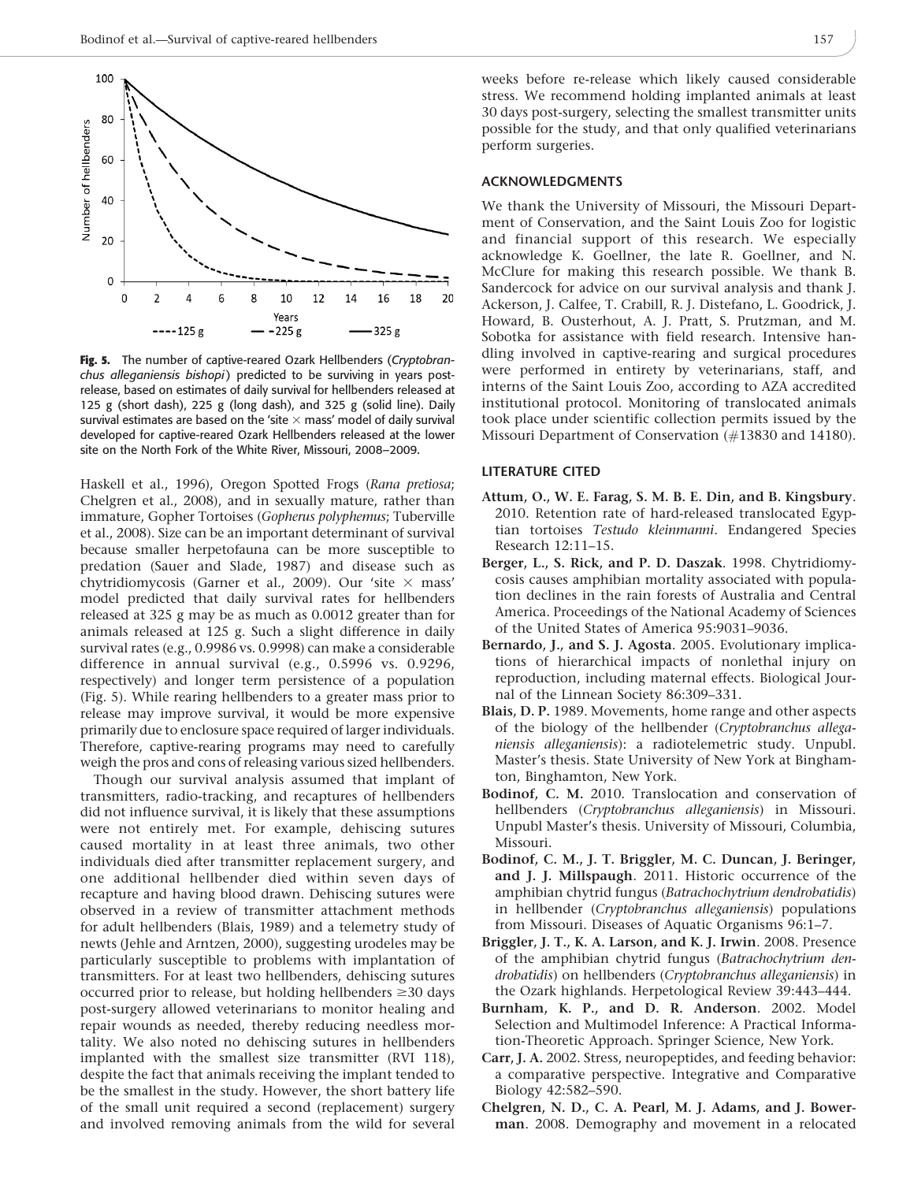**Fig. 5.** The number of captive-reared Ozark Hellbenders (*Cryptobranchus alleganiensis bishopi*) predicted to be surviving in years post-release, based on estimates of daily survival for hellbenders released at 125 g (short dash), 225 g (long dash), and 325 g (solid line). Daily survival estimates are based on the 'site × mass' model of daily survival developed for captive-reared Ozark Hellbenders released at the lower site on the North Fork of the White River, Missouri, 2008–2009.

Haskell et al., 1996), Oregon Spotted Frogs (*Rana pretiosa*; Chelgren et al., 2008), and in sexually mature, rather than immature, Gopher Tortoises (*Gopherus polyphemus*; Tuberville et al., 2008). Size can be an important determinant of survival because smaller herpetofauna can be more susceptible to predation (Sauer and Slade, 1987) and disease such as chytridiomycosis (Garner et al., 2009). Our 'site × mass' model predicted that daily survival rates for hellbenders released at 325 g may be as much as 0.0012 greater than for animals released at 125 g. Such a slight difference in daily survival rates (e.g., 0.9986 vs. 0.9998) can make a considerable difference in annual survival (e.g., 0.5996 vs. 0.9296, respectively) and longer term persistence of a population (Fig. 5). While rearing hellbenders to a greater mass prior to release may improve survival, it would be more expensive primarily due to enclosure space required of larger individuals. Therefore, captive-rearing programs may need to carefully weigh the pros and cons of releasing various sized hellbenders.

Though our survival analysis assumed that implant of transmitters, radio-tracking, and recaptures of hellbenders did not influence survival, it is likely that these assumptions were not entirely met. For example, dehiscing sutures caused mortality in at least three animals, two other individuals died after transmitter replacement surgery, and one additional hellbender died within seven days of recapture and having blood drawn. Dehiscing sutures were observed in a review of transmitter attachment methods for adult hellbenders (Blais, 1989) and a telemetry study of newts (Jehle and Arntzen, 2000), suggesting urodeles may be particularly susceptible to problems with implantation of transmitters. For at least two hellbenders, dehiscing sutures occurred prior to release, but holding hellbenders $\geq$30 days post-surgery allowed veterinarians to monitor healing and repair wounds as needed, thereby reducing needless mortality. We also noted no dehiscing sutures in hellbenders implanted with the smallest size transmitter (RVI 118), despite the fact that animals receiving the implant tended to be the smallest in the study. However, the short battery life of the small unit required a second (replacement) surgery and involved removing animals from the wild for several weeks before re-release which likely caused considerable stress. We recommend holding implanted animals at least 30 days post-surgery, selecting the smallest transmitter units possible for the study, and that only qualified veterinarians perform surgeries.

## ACKNOWLEDGMENTS

We thank the University of Missouri, the Missouri Department of Conservation, and the Saint Louis Zoo for logistic and financial support of this research. We especially acknowledge K. Goellner, the late R. Goellner, and N. McClure for making this research possible. We thank B. Sandercock for advice on our survival analysis and thank J. Ackerson, J. Calfee, T. Crabill, R. J. Distefano, L. Goodrick, J. Howard, B. Ousterhout, A. J. Pratt, S. Prutzman, and M. Sobotka for assistance with field research. Intensive handling involved in captive-rearing and surgical procedures were performed in entirety by veterinarians, staff, and interns of the Saint Louis Zoo, according to AZA accredited institutional protocol. Monitoring of translocated animals took place under scientific collection permits issued by the Missouri Department of Conservation (#13830 and 14180).

## LITERATURE CITED

**Attum, O., W. E. Farag, S. M. B. E. Din, and B. Kingsbury**. 2010. Retention rate of hard-released translocated Egyptian tortoises *Testudo kleinmanni*. Endangered Species Research 12:11–15.

**Berger, L., S. Rick, and P. D. Daszak**. 1998. Chytridiomycosis causes amphibian mortality associated with population declines in the rain forests of Australia and Central America. Proceedings of the National Academy of Sciences of the United States of America 95:9031–9036.

**Bernardo, J., and S. J. Agosta**. 2005. Evolutionary implications of hierarchical impacts of nonlethal injury on reproduction, including maternal effects. Biological Journal of the Linnean Society 86:309–331.

**Blais, D. P.** 1989. Movements, home range and other aspects of the biology of the hellbender (*Cryptobranchus alleganiensis alleganiensis*): a radiotelemetric study. Unpubl. Master's thesis. State University of New York at Binghamton, Binghamton, New York.

**Bodinof, C. M.** 2010. Translocation and conservation of hellbenders (*Cryptobranchus alleganiensis*) in Missouri. Unpubl Master's thesis. University of Missouri, Columbia, Missouri.

**Bodinof, C. M., J. T. Briggler, M. C. Duncan, J. Beringer, and J. J. Millspaugh**. 2011. Historic occurrence of the amphibian chytrid fungus (*Batrachochytrium dendrobatidis*) in hellbender (*Cryptobranchus alleganiensis*) populations from Missouri. Diseases of Aquatic Organisms 96:1–7.

**Briggler, J. T., K. A. Larson, and K. J. Irwin**. 2008. Presence of the amphibian chytrid fungus (*Batrachochytrium dendrobatidis*) on hellbenders (*Cryptobranchus alleganiensis*) in the Ozark highlands. Herpetological Review 39:443–444.

**Burnham, K. P., and D. R. Anderson**. 2002. Model Selection and Multimodel Inference: A Practical Information-Theoretic Approach. Springer Science, New York.

**Carr, J. A.** 2002. Stress, neuropeptides, and feeding behavior: a comparative perspective. Integrative and Comparative Biology 42:582–590.

**Chelgren, N. D., C. A. Pearl, M. J. Adams, and J. Bowerman**. 2008. Demography and movement in a relocated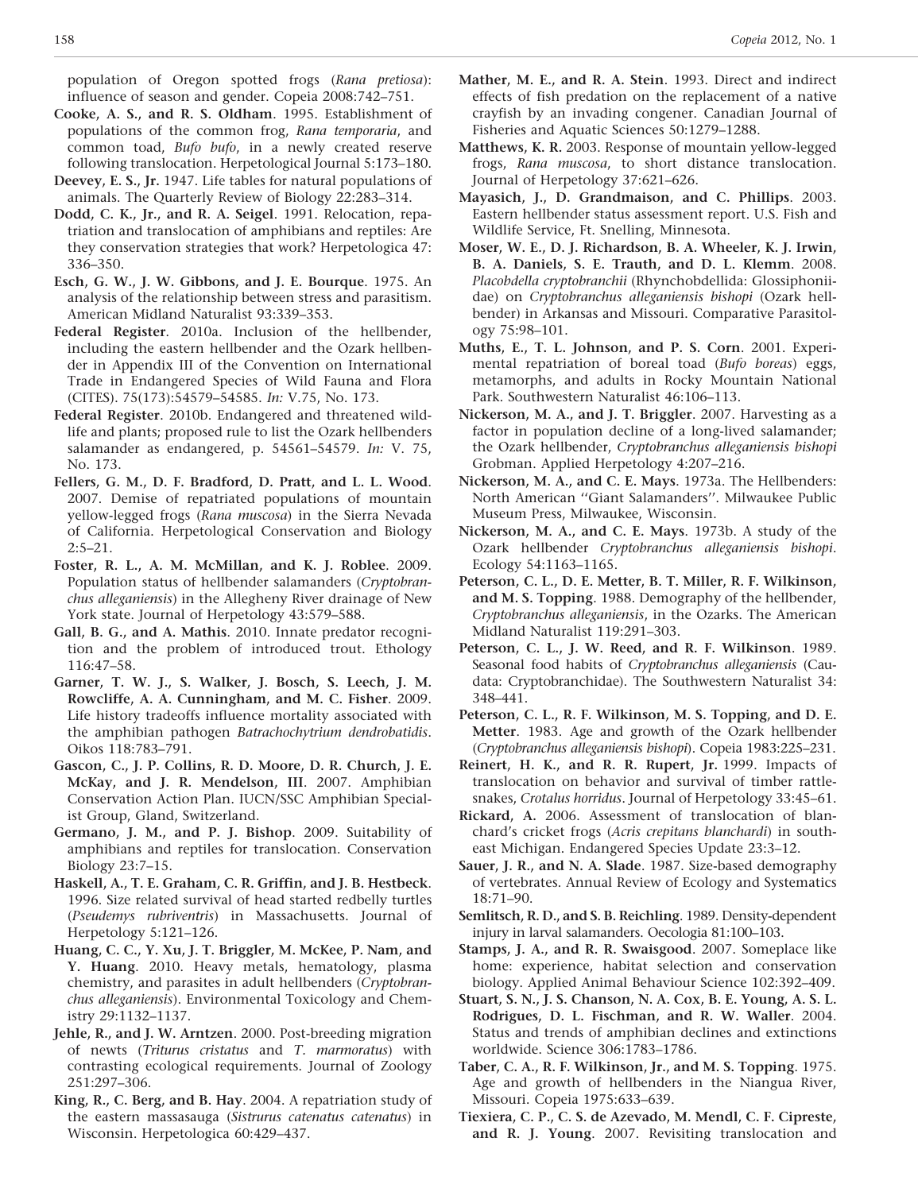population of Oregon spotted frogs (*Rana pretiosa*): influence of season and gender. Copeia 2008:742–751.

**Cooke, A. S., and R. S. Oldham**. 1995. Establishment of populations of the common frog, *Rana temporaria*, and common toad, *Bufo bufo*, in a newly created reserve following translocation. Herpetological Journal 5:173–180.

**Deevey, E. S., Jr.** 1947. Life tables for natural populations of animals. The Quarterly Review of Biology 22:283–314.

**Dodd, C. K., Jr., and R. A. Seigel**. 1991. Relocation, repatriation and translocation of amphibians and reptiles: Are they conservation strategies that work? Herpetologica 47: 336–350.

**Esch, G. W., J. W. Gibbons, and J. E. Bourque**. 1975. An analysis of the relationship between stress and parasitism. American Midland Naturalist 93:339–353.

**Federal Register**. 2010a. Inclusion of the hellbender, including the eastern hellbender and the Ozark hellbender in Appendix III of the Convention on International Trade in Endangered Species of Wild Fauna and Flora (CITES). 75(173):54579–54585. *In:* V.75, No. 173.

**Federal Register**. 2010b. Endangered and threatened wildlife and plants; proposed rule to list the Ozark hellbenders salamander as endangered, p. 54561–54579. *In:* V. 75, No. 173.

**Fellers, G. M., D. F. Bradford, D. Pratt, and L. L. Wood**. 2007. Demise of repatriated populations of mountain yellow-legged frogs (*Rana muscosa*) in the Sierra Nevada of California. Herpetological Conservation and Biology 2:5–21.

**Foster, R. L., A. M. McMillan, and K. J. Roblee**. 2009. Population status of hellbender salamanders (*Cryptobranchus alleganiensis*) in the Allegheny River drainage of New York state. Journal of Herpetology 43:579–588.

**Gall, B. G., and A. Mathis**. 2010. Innate predator recognition and the problem of introduced trout. Ethology 116:47–58.

**Garner, T. W. J., S. Walker, J. Bosch, S. Leech, J. M. Rowcliffe, A. A. Cunningham, and M. C. Fisher**. 2009. Life history tradeoffs influence mortality associated with the amphibian pathogen *Batrachochytrium dendrobatidis*. Oikos 118:783–791.

**Gascon, C., J. P. Collins, R. D. Moore, D. R. Church, J. E. McKay, and J. R. Mendelson, III**. 2007. Amphibian Conservation Action Plan. IUCN/SSC Amphibian Specialist Group, Gland, Switzerland.

**Germano, J. M., and P. J. Bishop**. 2009. Suitability of amphibians and reptiles for translocation. Conservation Biology 23:7–15.

**Haskell, A., T. E. Graham, C. R. Griffin, and J. B. Hestbeck**. 1996. Size related survival of head started redbelly turtles (*Pseudemys rubriventris*) in Massachusetts. Journal of Herpetology 5:121–126.

**Huang, C. C., Y. Xu, J. T. Briggler, M. McKee, P. Nam, and Y. Huang**. 2010. Heavy metals, hematology, plasma chemistry, and parasites in adult hellbenders (*Cryptobranchus alleganiensis*). Environmental Toxicology and Chemistry 29:1132–1137.

**Jehle, R., and J. W. Arntzen**. 2000. Post-breeding migration of newts (*Triturus cristatus* and *T. marmoratus*) with contrasting ecological requirements. Journal of Zoology 251:297–306.

**King, R., C. Berg, and B. Hay**. 2004. A repatriation study of the eastern massasauga (*Sistrurus catenatus catenatus*) in Wisconsin. Herpetologica 60:429–437.

**Mather, M. E., and R. A. Stein**. 1993. Direct and indirect effects of fish predation on the replacement of a native crayfish by an invading congener. Canadian Journal of Fisheries and Aquatic Sciences 50:1279–1288.

**Matthews, K. R.** 2003. Response of mountain yellow-legged frogs, *Rana muscosa*, to short distance translocation. Journal of Herpetology 37:621–626.

**Mayasich, J., D. Grandmaison, and C. Phillips**. 2003. Eastern hellbender status assessment report. U.S. Fish and Wildlife Service, Ft. Snelling, Minnesota.

**Moser, W. E., D. J. Richardson, B. A. Wheeler, K. J. Irwin, B. A. Daniels, S. E. Trauth, and D. L. Klemm**. 2008. *Placobdella cryptobranchii* (Rhynchobdellida: Glossiphoniidae) on *Cryptobranchus alleganiensis bishopi* (Ozark hellbender) in Arkansas and Missouri. Comparative Parasitology 75:98–101.

**Muths, E., T. L. Johnson, and P. S. Corn**. 2001. Experimental repatriation of boreal toad (*Bufo boreas*) eggs, metamorphs, and adults in Rocky Mountain National Park. Southwestern Naturalist 46:106–113.

**Nickerson, M. A., and J. T. Briggler**. 2007. Harvesting as a factor in population decline of a long-lived salamander; the Ozark hellbender, *Cryptobranchus alleganiensis bishopi* Grobman. Applied Herpetology 4:207–216.

**Nickerson, M. A., and C. E. Mays**. 1973a. The Hellbenders: North American ''Giant Salamanders''. Milwaukee Public Museum Press, Milwaukee, Wisconsin.

**Nickerson, M. A., and C. E. Mays**. 1973b. A study of the Ozark hellbender *Cryptobranchus alleganiensis bishopi*. Ecology 54:1163–1165.

**Peterson, C. L., D. E. Metter, B. T. Miller, R. F. Wilkinson, and M. S. Topping**. 1988. Demography of the hellbender, *Cryptobranchus alleganiensis*, in the Ozarks. The American Midland Naturalist 119:291–303.

**Peterson, C. L., J. W. Reed, and R. F. Wilkinson**. 1989. Seasonal food habits of *Cryptobranchus alleganiensis* (Caudata: Cryptobranchidae). The Southwestern Naturalist 34: 348–441.

**Peterson, C. L., R. F. Wilkinson, M. S. Topping, and D. E. Metter**. 1983. Age and growth of the Ozark hellbender (*Cryptobranchus alleganiensis bishopi*). Copeia 1983:225–231.

**Reinert, H. K., and R. R. Rupert, Jr.** 1999. Impacts of translocation on behavior and survival of timber rattlesnakes, *Crotalus horridus*. Journal of Herpetology 33:45–61.

**Rickard, A.** 2006. Assessment of translocation of blanchard's cricket frogs (*Acris crepitans blanchardi*) in southeast Michigan. Endangered Species Update 23:3–12.

**Sauer, J. R., and N. A. Slade**. 1987. Size-based demography of vertebrates. Annual Review of Ecology and Systematics 18:71–90.

**Semlitsch, R. D., and S. B. Reichling**. 1989. Density-dependent injury in larval salamanders. Oecologia 81:100–103.

**Stamps, J. A., and R. R. Swaisgood**. 2007. Someplace like home: experience, habitat selection and conservation biology. Applied Animal Behaviour Science 102:392–409.

**Stuart, S. N., J. S. Chanson, N. A. Cox, B. E. Young, A. S. L. Rodrigues, D. L. Fischman, and R. W. Waller**. 2004. Status and trends of amphibian declines and extinctions worldwide. Science 306:1783–1786.

**Taber, C. A., R. F. Wilkinson, Jr., and M. S. Topping**. 1975. Age and growth of hellbenders in the Niangua River, Missouri. Copeia 1975:633–639.

**Tiexiera, C. P., C. S. de Azevado, M. Mendl, C. F. Cipreste, and R. J. Young**. 2007. Revisiting translocation and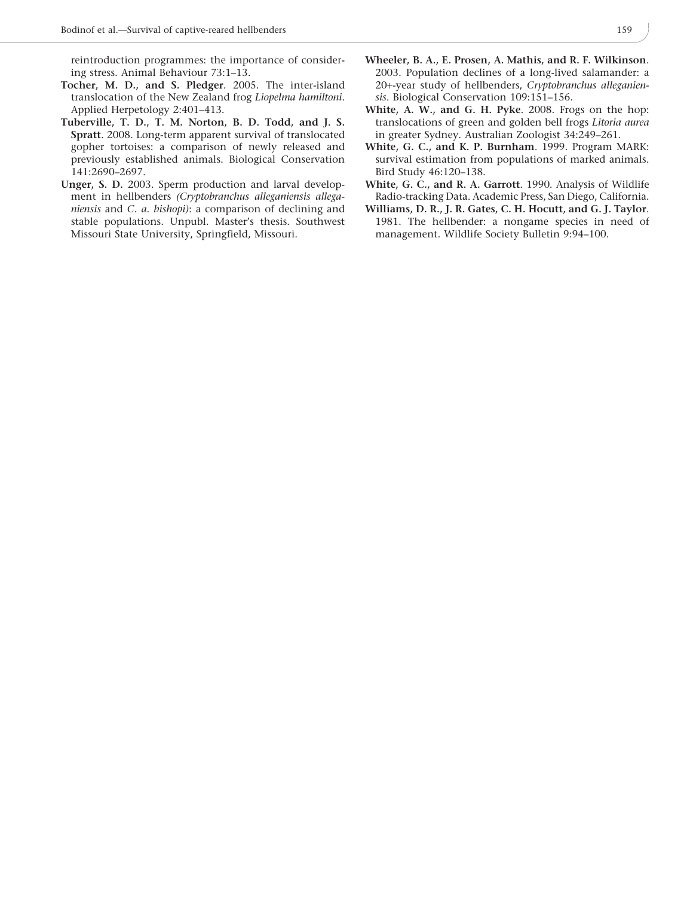reintroduction programmes: the importance of considering stress. Animal Behaviour 73:1–13.

**Tocher, M. D., and S. Pledger**. 2005. The inter-island translocation of the New Zealand frog *Liopelma hamiltoni*. Applied Herpetology 2:401–413.

**Tuberville, T. D., T. M. Norton, B. D. Todd, and J. S. Spratt**. 2008. Long-term apparent survival of translocated gopher tortoises: a comparison of newly released and previously established animals. Biological Conservation 141:2690–2697.

**Unger, S. D.** 2003. Sperm production and larval development in hellbenders *(Cryptobranchus alleganiensis alleganiensis* and *C. a. bishopi)*: a comparison of declining and stable populations. Unpubl. Master's thesis. Southwest Missouri State University, Springfield, Missouri.

**Wheeler, B. A., E. Prosen, A. Mathis, and R. F. Wilkinson**. 2003. Population declines of a long-lived salamander: a 20+-year study of hellbenders, *Cryptobranchus alleganiensis*. Biological Conservation 109:151–156.

**White, A. W., and G. H. Pyke**. 2008. Frogs on the hop: translocations of green and golden bell frogs *Litoria aurea* in greater Sydney. Australian Zoologist 34:249–261.

**White, G. C., and K. P. Burnham**. 1999. Program MARK: survival estimation from populations of marked animals. Bird Study 46:120–138.

**White, G. C., and R. A. Garrott**. 1990. Analysis of Wildlife Radio-tracking Data. Academic Press, San Diego, California.

**Williams, D. R., J. R. Gates, C. H. Hocutt, and G. J. Taylor**. 1981. The hellbender: a nongame species in need of management. Wildlife Society Bulletin 9:94–100.